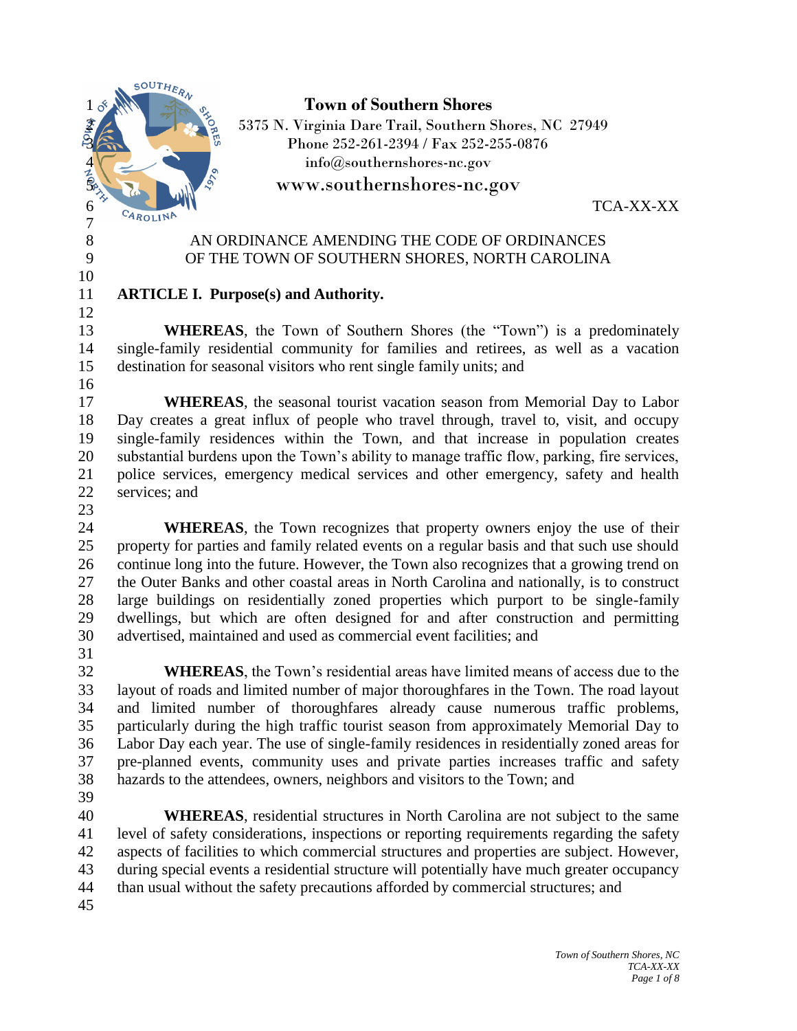**Town of Southern Shores**
5375 N. Virginia Dare Trail, Southern Shores, NC 27949
Phone 252-261-2394 / Fax 252-255-0876
info@southernshores-nc.gov
www.southernshores-nc.gov

TCA-XX-XX

AN ORDINANCE AMENDING THE CODE OF ORDINANCES
OF THE TOWN OF SOUTHERN SHORES, NORTH CAROLINA

## ARTICLE I. Purpose(s) and Authority.

**WHEREAS**, the Town of Southern Shores (the "Town") is a predominately single-family residential community for families and retirees, as well as a vacation destination for seasonal visitors who rent single family units; and

**WHEREAS**, the seasonal tourist vacation season from Memorial Day to Labor Day creates a great influx of people who travel through, travel to, visit, and occupy single-family residences within the Town, and that increase in population creates substantial burdens upon the Town's ability to manage traffic flow, parking, fire services, police services, emergency medical services and other emergency, safety and health services; and

**WHEREAS**, the Town recognizes that property owners enjoy the use of their property for parties and family related events on a regular basis and that such use should continue long into the future. However, the Town also recognizes that a growing trend on the Outer Banks and other coastal areas in North Carolina and nationally, is to construct large buildings on residentially zoned properties which purport to be single-family dwellings, but which are often designed for and after construction and permitting advertised, maintained and used as commercial event facilities; and

**WHEREAS**, the Town's residential areas have limited means of access due to the layout of roads and limited number of major thoroughfares in the Town. The road layout and limited number of thoroughfares already cause numerous traffic problems, particularly during the high traffic tourist season from approximately Memorial Day to Labor Day each year. The use of single-family residences in residentially zoned areas for pre-planned events, community uses and private parties increases traffic and safety hazards to the attendees, owners, neighbors and visitors to the Town; and

**WHEREAS**, residential structures in North Carolina are not subject to the same level of safety considerations, inspections or reporting requirements regarding the safety aspects of facilities to which commercial structures and properties are subject. However, during special events a residential structure will potentially have much greater occupancy than usual without the safety precautions afforded by commercial structures; and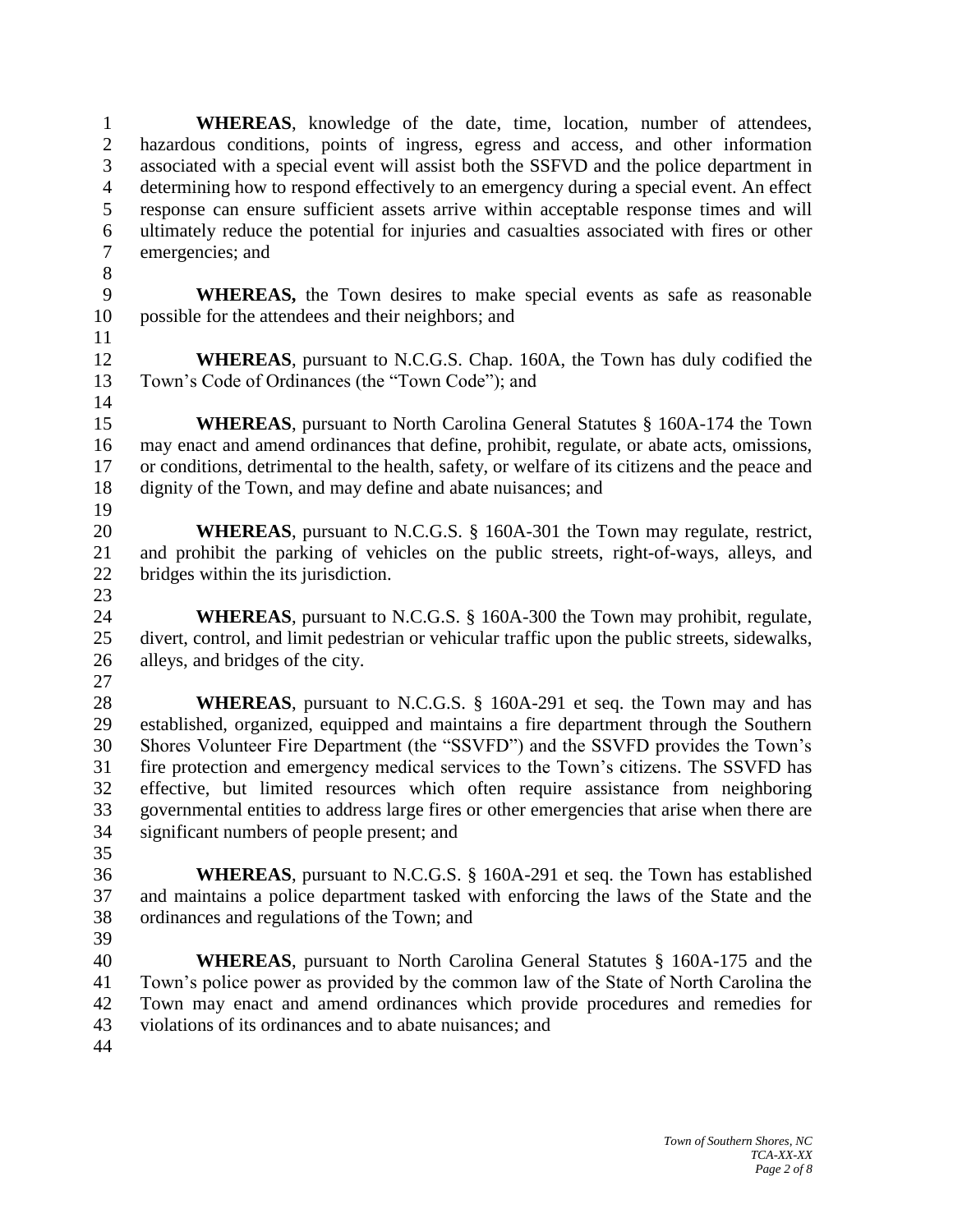**WHEREAS**, knowledge of the date, time, location, number of attendees, hazardous conditions, points of ingress, egress and access, and other information associated with a special event will assist both the SSFVD and the police department in determining how to respond effectively to an emergency during a special event. An effect response can ensure sufficient assets arrive within acceptable response times and will ultimately reduce the potential for injuries and casualties associated with fires or other emergencies; and

**WHEREAS,** the Town desires to make special events as safe as reasonable possible for the attendees and their neighbors; and

**WHEREAS**, pursuant to N.C.G.S. Chap. 160A, the Town has duly codified the Town's Code of Ordinances (the "Town Code"); and

**WHEREAS**, pursuant to North Carolina General Statutes § 160A-174 the Town may enact and amend ordinances that define, prohibit, regulate, or abate acts, omissions, or conditions, detrimental to the health, safety, or welfare of its citizens and the peace and dignity of the Town, and may define and abate nuisances; and

**WHEREAS**, pursuant to N.C.G.S. § 160A-301 the Town may regulate, restrict, and prohibit the parking of vehicles on the public streets, right-of-ways, alleys, and bridges within the its jurisdiction.

**WHEREAS**, pursuant to N.C.G.S. § 160A-300 the Town may prohibit, regulate, divert, control, and limit pedestrian or vehicular traffic upon the public streets, sidewalks, alleys, and bridges of the city.

**WHEREAS**, pursuant to N.C.G.S. § 160A-291 et seq. the Town may and has established, organized, equipped and maintains a fire department through the Southern Shores Volunteer Fire Department (the "SSVFD") and the SSVFD provides the Town's fire protection and emergency medical services to the Town's citizens. The SSVFD has effective, but limited resources which often require assistance from neighboring governmental entities to address large fires or other emergencies that arise when there are significant numbers of people present; and

**WHEREAS**, pursuant to N.C.G.S. § 160A-291 et seq. the Town has established and maintains a police department tasked with enforcing the laws of the State and the ordinances and regulations of the Town; and

**WHEREAS**, pursuant to North Carolina General Statutes § 160A-175 and the Town's police power as provided by the common law of the State of North Carolina the Town may enact and amend ordinances which provide procedures and remedies for violations of its ordinances and to abate nuisances; and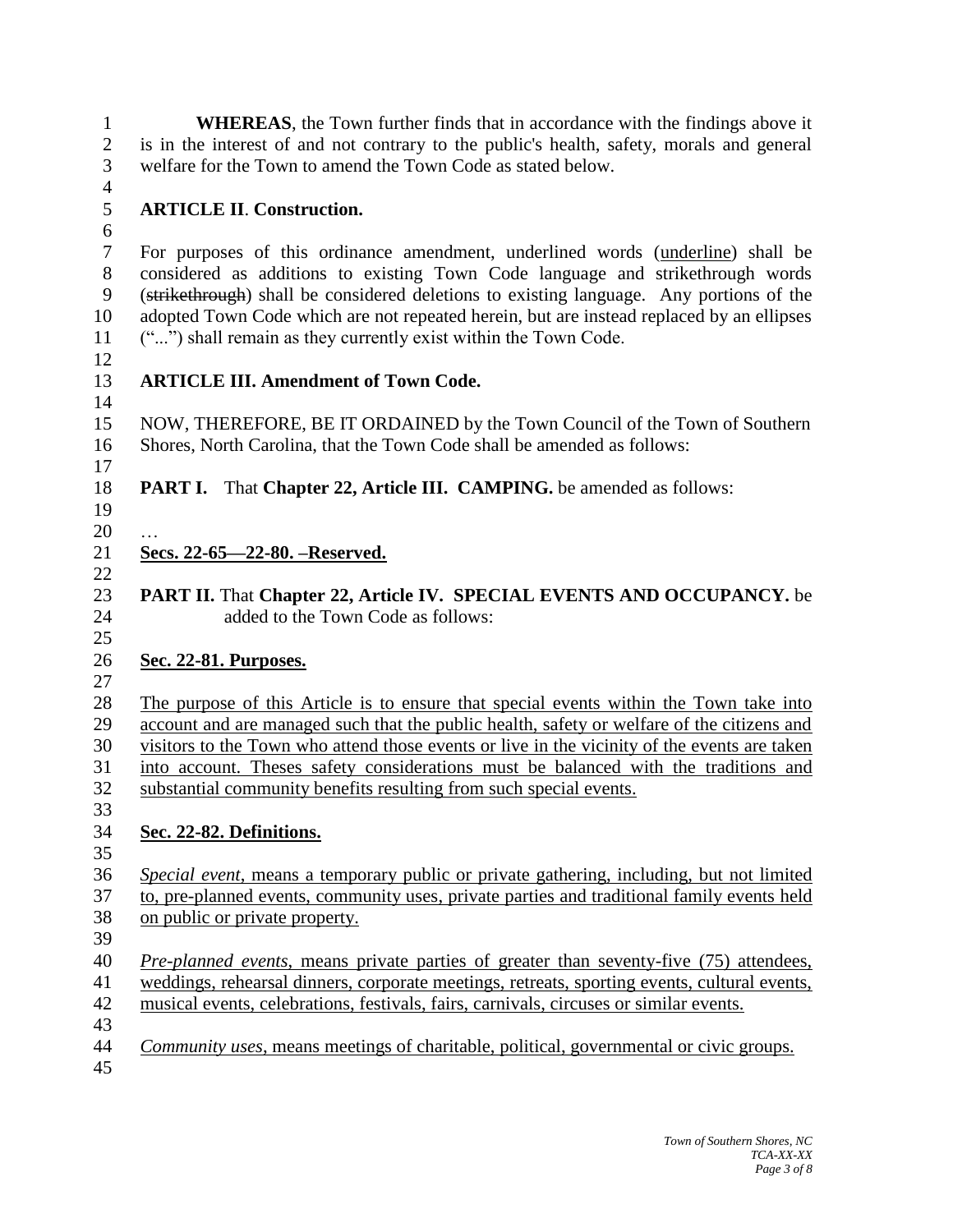**WHEREAS**, the Town further finds that in accordance with the findings above it is in the interest of and not contrary to the public's health, safety, morals and general welfare for the Town to amend the Town Code as stated below.

**ARTICLE II**. **Construction.**

For purposes of this ordinance amendment, underlined words (<u>underline</u>) shall be considered as additions to existing Town Code language and strikethrough words (~~strikethrough~~) shall be considered deletions to existing language. Any portions of the adopted Town Code which are not repeated herein, but are instead replaced by an ellipses ("...") shall remain as they currently exist within the Town Code.

**ARTICLE III. Amendment of Town Code.**

NOW, THEREFORE, BE IT ORDAINED by the Town Council of the Town of Southern Shores, North Carolina, that the Town Code shall be amended as follows:

**PART I.** That **Chapter 22, Article III. CAMPING.** be amended as follows:

…

<u>**Secs. 22-65—22-80. –Reserved.**</u>

**PART II.** That **Chapter 22, Article IV. SPECIAL EVENTS AND OCCUPANCY.** be added to the Town Code as follows:

<u>**Sec. 22-81. Purposes.**</u>

<u>The purpose of this Article is to ensure that special events within the Town take into account and are managed such that the public health, safety or welfare of the citizens and visitors to the Town who attend those events or live in the vicinity of the events are taken into account. Theses safety considerations must be balanced with the traditions and substantial community benefits resulting from such special events.</u>

<u>**Sec. 22-82. Definitions.**</u>

<u>*Special event*, means a temporary public or private gathering, including, but not limited to, pre-planned events, community uses, private parties and traditional family events held on public or private property.</u>

<u>*Pre-planned events*, means private parties of greater than seventy-five (75) attendees, weddings, rehearsal dinners, corporate meetings, retreats, sporting events, cultural events, musical events, celebrations, festivals, fairs, carnivals, circuses or similar events.</u>

<u>*Community uses*, means meetings of charitable, political, governmental or civic groups.</u>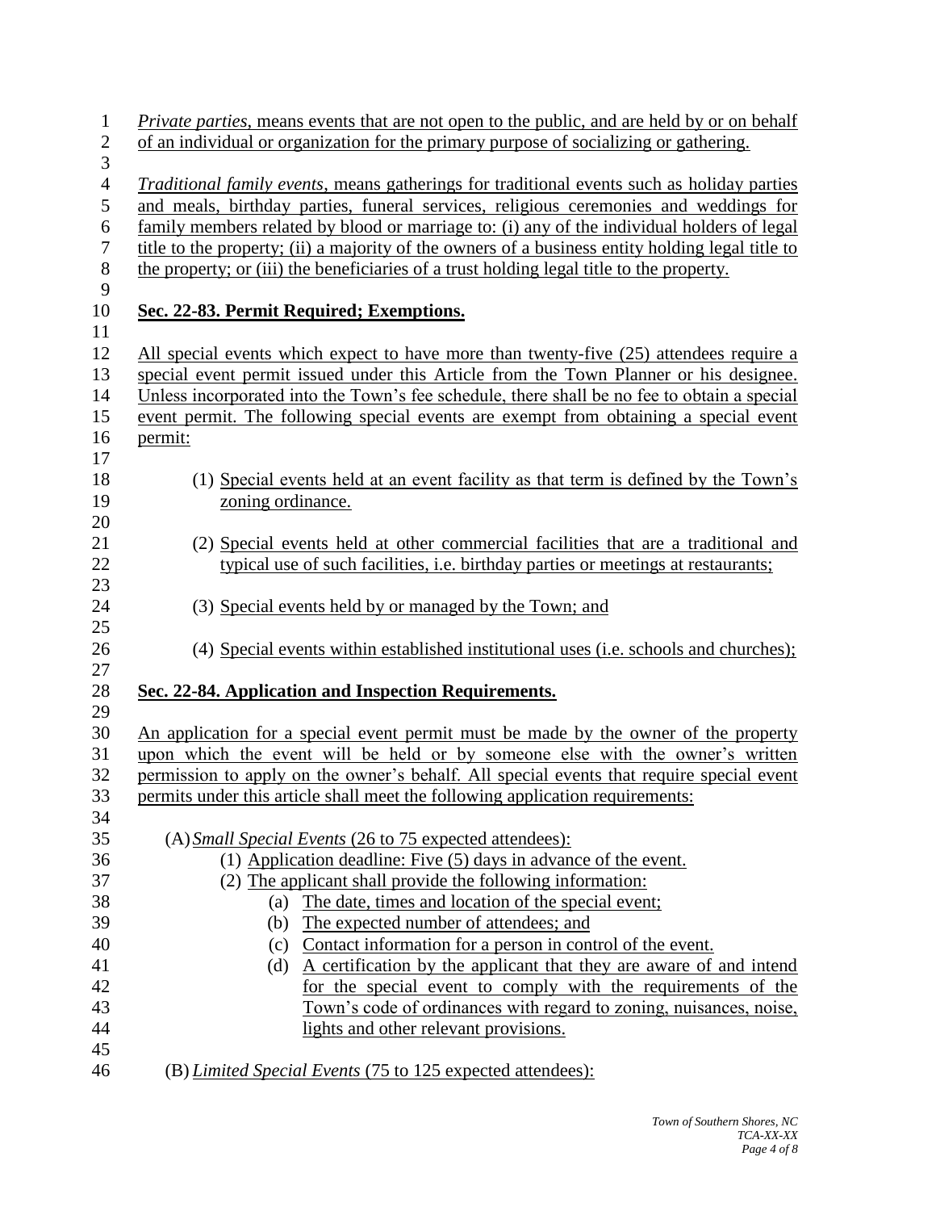*Private parties*, means events that are not open to the public, and are held by or on behalf of an individual or organization for the primary purpose of socializing or gathering.

*Traditional family events*, means gatherings for traditional events such as holiday parties and meals, birthday parties, funeral services, religious ceremonies and weddings for family members related by blood or marriage to: (i) any of the individual holders of legal title to the property; (ii) a majority of the owners of a business entity holding legal title to the property; or (iii) the beneficiaries of a trust holding legal title to the property.

**Sec. 22-83. Permit Required; Exemptions.**

All special events which expect to have more than twenty-five (25) attendees require a special event permit issued under this Article from the Town Planner or his designee. Unless incorporated into the Town's fee schedule, there shall be no fee to obtain a special event permit. The following special events are exempt from obtaining a special event permit:

(1) Special events held at an event facility as that term is defined by the Town's zoning ordinance.

(2) Special events held at other commercial facilities that are a traditional and typical use of such facilities, i.e. birthday parties or meetings at restaurants;

(3) Special events held by or managed by the Town; and

(4) Special events within established institutional uses (i.e. schools and churches);

**Sec. 22-84. Application and Inspection Requirements.**

An application for a special event permit must be made by the owner of the property upon which the event will be held or by someone else with the owner's written permission to apply on the owner's behalf. All special events that require special event permits under this article shall meet the following application requirements:

(A) *Small Special Events* (26 to 75 expected attendees):
  (1) Application deadline: Five (5) days in advance of the event.
  (2) The applicant shall provide the following information:
    (a) The date, times and location of the special event;
    (b) The expected number of attendees; and
    (c) Contact information for a person in control of the event.
    (d) A certification by the applicant that they are aware of and intend for the special event to comply with the requirements of the Town's code of ordinances with regard to zoning, nuisances, noise, lights and other relevant provisions.

(B) *Limited Special Events* (75 to 125 expected attendees):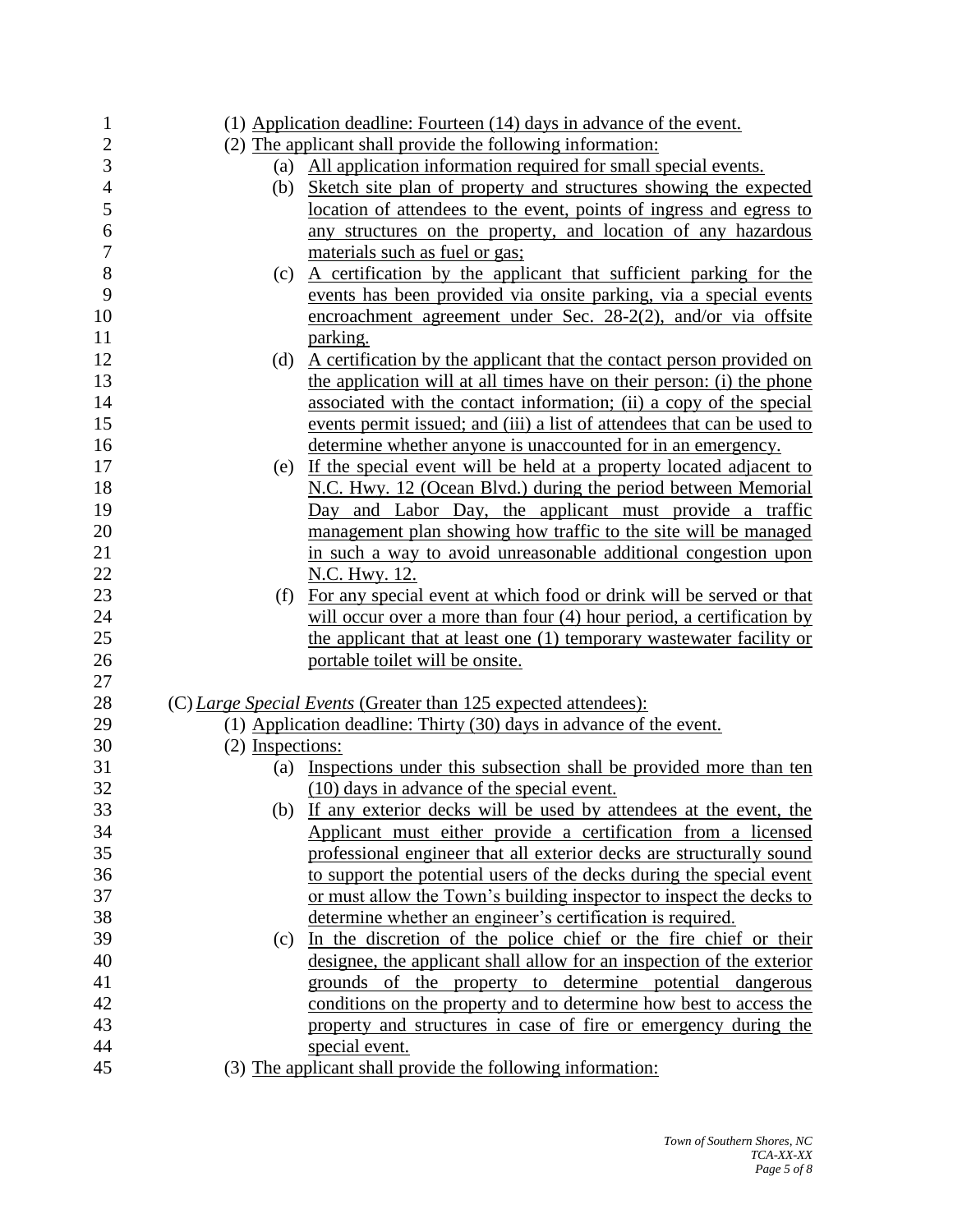(1) Application deadline: Fourteen (14) days in advance of the event.

(2) The applicant shall provide the following information:

(a) All application information required for small special events.

(b) Sketch site plan of property and structures showing the expected location of attendees to the event, points of ingress and egress to any structures on the property, and location of any hazardous materials such as fuel or gas;

(c) A certification by the applicant that sufficient parking for the events has been provided via onsite parking, via a special events encroachment agreement under Sec. 28-2(2), and/or via offsite parking.

(d) A certification by the applicant that the contact person provided on the application will at all times have on their person: (i) the phone associated with the contact information; (ii) a copy of the special events permit issued; and (iii) a list of attendees that can be used to determine whether anyone is unaccounted for in an emergency.

(e) If the special event will be held at a property located adjacent to N.C. Hwy. 12 (Ocean Blvd.) during the period between Memorial Day and Labor Day, the applicant must provide a traffic management plan showing how traffic to the site will be managed in such a way to avoid unreasonable additional congestion upon N.C. Hwy. 12.

(f) For any special event at which food or drink will be served or that will occur over a more than four (4) hour period, a certification by the applicant that at least one (1) temporary wastewater facility or portable toilet will be onsite.

(C) *Large Special Events* (Greater than 125 expected attendees):

(1) Application deadline: Thirty (30) days in advance of the event.

(2) Inspections:

(a) Inspections under this subsection shall be provided more than ten (10) days in advance of the special event.

(b) If any exterior decks will be used by attendees at the event, the Applicant must either provide a certification from a licensed professional engineer that all exterior decks are structurally sound to support the potential users of the decks during the special event or must allow the Town's building inspector to inspect the decks to determine whether an engineer's certification is required.

(c) In the discretion of the police chief or the fire chief or their designee, the applicant shall allow for an inspection of the exterior grounds of the property to determine potential dangerous conditions on the property and to determine how best to access the property and structures in case of fire or emergency during the special event.

(3) The applicant shall provide the following information: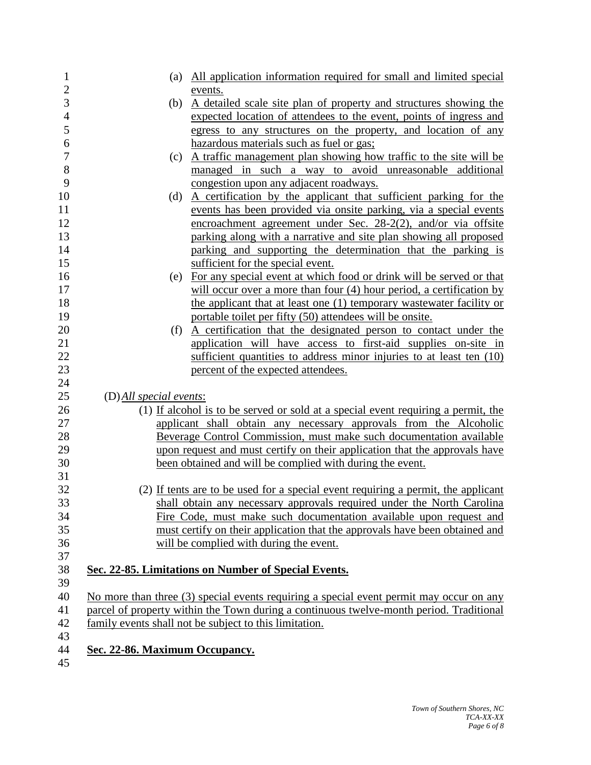(a) All application information required for small and limited special events.

(b) A detailed scale site plan of property and structures showing the expected location of attendees to the event, points of ingress and egress to any structures on the property, and location of any hazardous materials such as fuel or gas;

(c) A traffic management plan showing how traffic to the site will be managed in such a way to avoid unreasonable additional congestion upon any adjacent roadways.

(d) A certification by the applicant that sufficient parking for the events has been provided via onsite parking, via a special events encroachment agreement under Sec. 28-2(2), and/or via offsite parking along with a narrative and site plan showing all proposed parking and supporting the determination that the parking is sufficient for the special event.

(e) For any special event at which food or drink will be served or that will occur over a more than four (4) hour period, a certification by the applicant that at least one (1) temporary wastewater facility or portable toilet per fifty (50) attendees will be onsite.

(f) A certification that the designated person to contact under the application will have access to first-aid supplies on-site in sufficient quantities to address minor injuries to at least ten (10) percent of the expected attendees.

(D) *All special events*:

(1) If alcohol is to be served or sold at a special event requiring a permit, the applicant shall obtain any necessary approvals from the Alcoholic Beverage Control Commission, must make such documentation available upon request and must certify on their application that the approvals have been obtained and will be complied with during the event.

(2) If tents are to be used for a special event requiring a permit, the applicant shall obtain any necessary approvals required under the North Carolina Fire Code, must make such documentation available upon request and must certify on their application that the approvals have been obtained and will be complied with during the event.

**Sec. 22-85. Limitations on Number of Special Events.**

No more than three (3) special events requiring a special event permit may occur on any parcel of property within the Town during a continuous twelve-month period. Traditional family events shall not be subject to this limitation.

**Sec. 22-86. Maximum Occupancy.**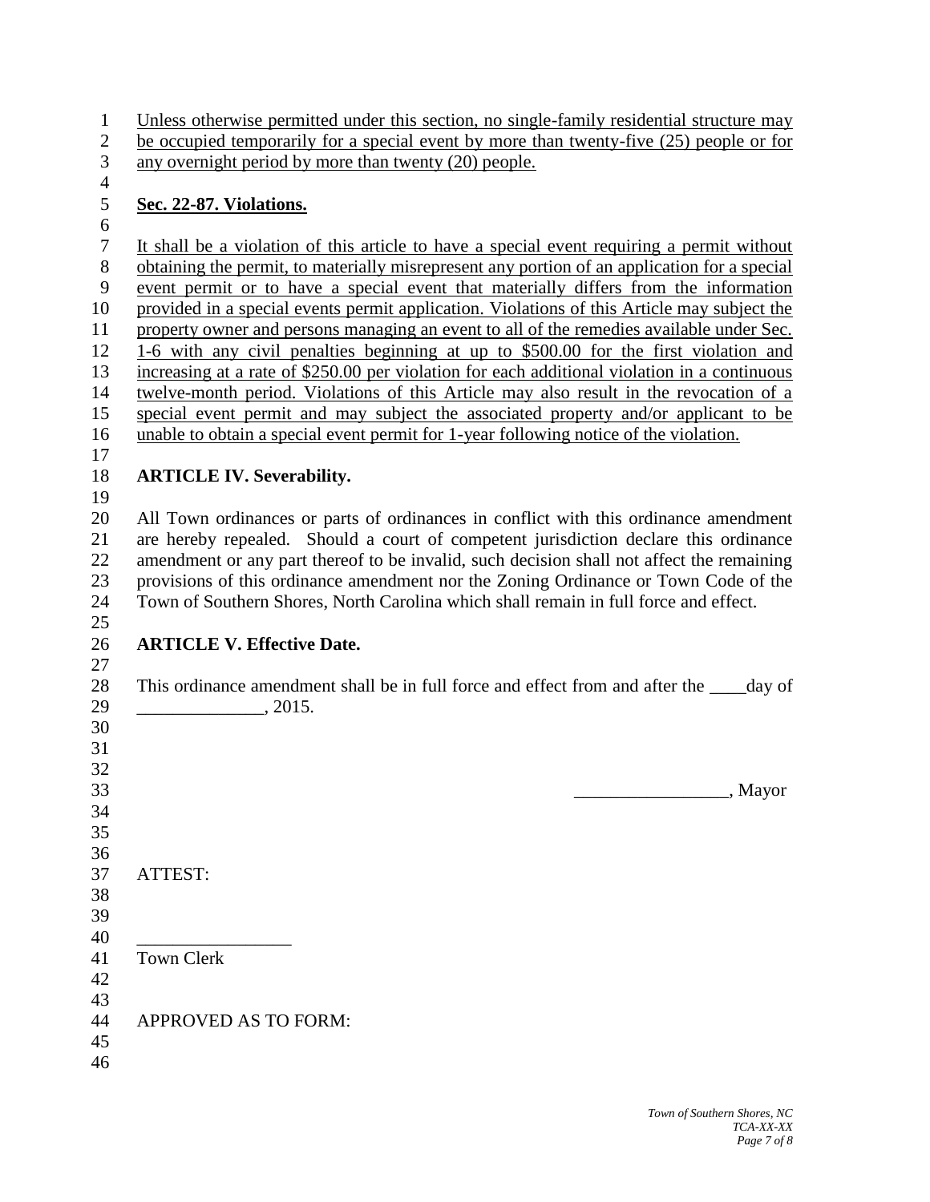Unless otherwise permitted under this section, no single-family residential structure may be occupied temporarily for a special event by more than twenty-five (25) people or for any overnight period by more than twenty (20) people.

**Sec. 22-87. Violations.**

It shall be a violation of this article to have a special event requiring a permit without obtaining the permit, to materially misrepresent any portion of an application for a special event permit or to have a special event that materially differs from the information provided in a special events permit application. Violations of this Article may subject the property owner and persons managing an event to all of the remedies available under Sec. 1-6 with any civil penalties beginning at up to $500.00 for the first violation and increasing at a rate of $250.00 per violation for each additional violation in a continuous twelve-month period. Violations of this Article may also result in the revocation of a special event permit and may subject the associated property and/or applicant to be unable to obtain a special event permit for 1-year following notice of the violation.

**ARTICLE IV. Severability.**

All Town ordinances or parts of ordinances in conflict with this ordinance amendment are hereby repealed. Should a court of competent jurisdiction declare this ordinance amendment or any part thereof to be invalid, such decision shall not affect the remaining provisions of this ordinance amendment nor the Zoning Ordinance or Town Code of the Town of Southern Shores, North Carolina which shall remain in full force and effect.

**ARTICLE V. Effective Date.**

This ordinance amendment shall be in full force and effect from and after the ____day of ______________, 2015.

_________________, Mayor

ATTEST:

_________________
Town Clerk

APPROVED AS TO FORM: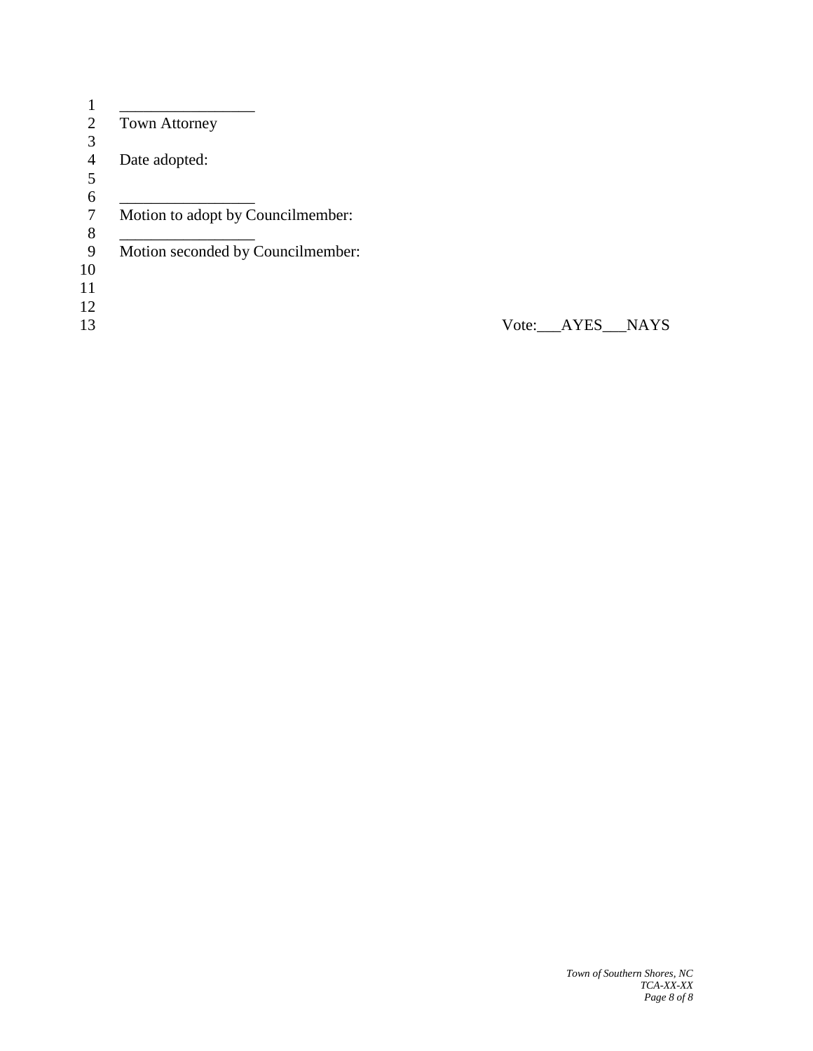_________________
Town Attorney

Date adopted:

_________________
Motion to adopt by Councilmember:
_________________
Motion seconded by Councilmember:

Vote:___AYES___NAYS